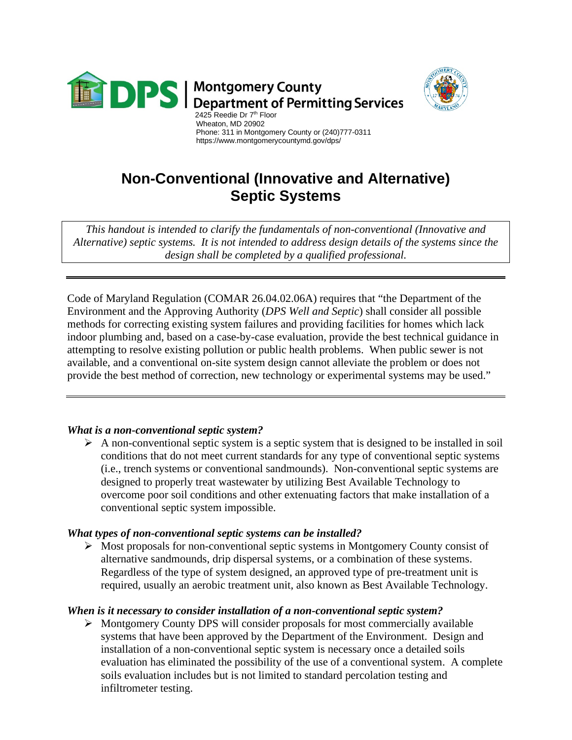**DPS | Montgomery County Department of Permitting Services**

2425 Reedie Dr 7th Floor
Wheaton, MD 20902
Phone: 311 in Montgomery County or (240)777-0311
https://www.montgomerycountymd.gov/dps/

# Non-Conventional (Innovative and Alternative) Septic Systems

*This handout is intended to clarify the fundamentals of non-conventional (Innovative and Alternative) septic systems. It is not intended to address design details of the systems since the design shall be completed by a qualified professional.*

---

Code of Maryland Regulation (COMAR 26.04.02.06A) requires that "the Department of the Environment and the Approving Authority (*DPS Well and Septic*) shall consider all possible methods for correcting existing system failures and providing facilities for homes which lack indoor plumbing and, based on a case-by-case evaluation, provide the best technical guidance in attempting to resolve existing pollution or public health problems. When public sewer is not available, and a conventional on-site system design cannot alleviate the problem or does not provide the best method of correction, new technology or experimental systems may be used."

---

### *What is a non-conventional septic system?*

- A non-conventional septic system is a septic system that is designed to be installed in soil conditions that do not meet current standards for any type of conventional septic systems (i.e., trench systems or conventional sandmounds). Non-conventional septic systems are designed to properly treat wastewater by utilizing Best Available Technology to overcome poor soil conditions and other extenuating factors that make installation of a conventional septic system impossible.

### *What types of non-conventional septic systems can be installed?*

- Most proposals for non-conventional septic systems in Montgomery County consist of alternative sandmounds, drip dispersal systems, or a combination of these systems. Regardless of the type of system designed, an approved type of pre-treatment unit is required, usually an aerobic treatment unit, also known as Best Available Technology.

### *When is it necessary to consider installation of a non-conventional septic system?*

- Montgomery County DPS will consider proposals for most commercially available systems that have been approved by the Department of the Environment. Design and installation of a non-conventional septic system is necessary once a detailed soils evaluation has eliminated the possibility of the use of a conventional system. A complete soils evaluation includes but is not limited to standard percolation testing and infiltrometer testing.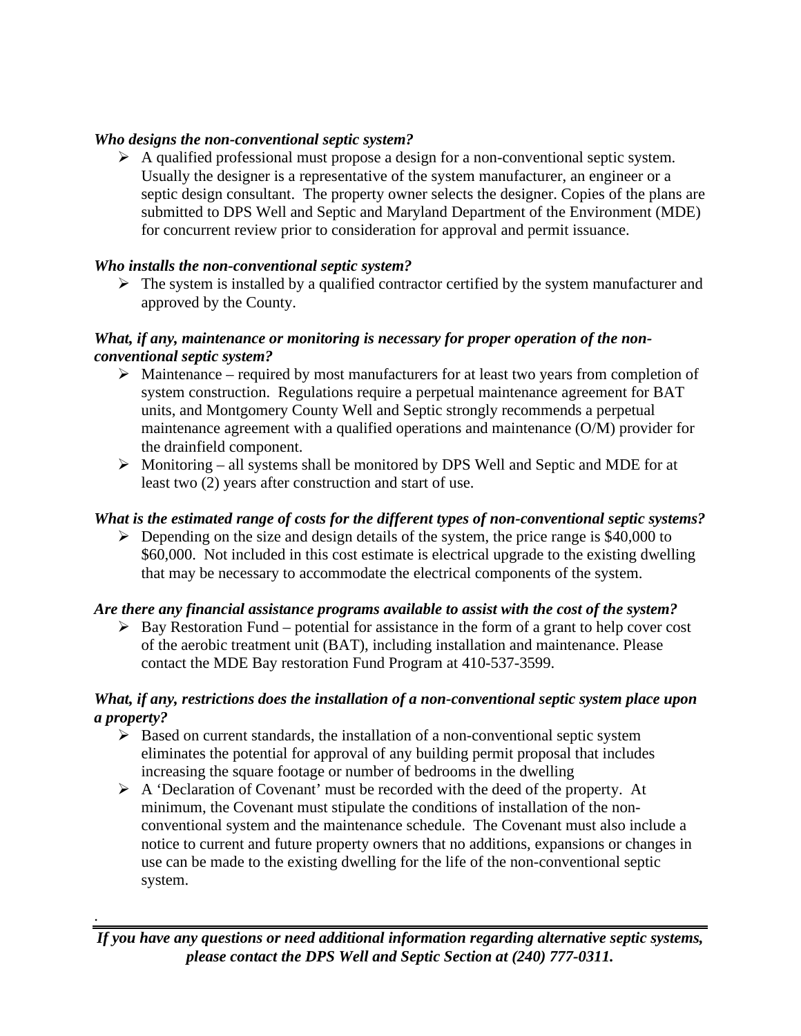***Who designs the non-conventional septic system?***

- A qualified professional must propose a design for a non-conventional septic system. Usually the designer is a representative of the system manufacturer, an engineer or a septic design consultant. The property owner selects the designer. Copies of the plans are submitted to DPS Well and Septic and Maryland Department of the Environment (MDE) for concurrent review prior to consideration for approval and permit issuance.

***Who installs the non-conventional septic system?***

- The system is installed by a qualified contractor certified by the system manufacturer and approved by the County.

***What, if any, maintenance or monitoring is necessary for proper operation of the non-conventional septic system?***

- Maintenance – required by most manufacturers for at least two years from completion of system construction. Regulations require a perpetual maintenance agreement for BAT units, and Montgomery County Well and Septic strongly recommends a perpetual maintenance agreement with a qualified operations and maintenance (O/M) provider for the drainfield component.
- Monitoring – all systems shall be monitored by DPS Well and Septic and MDE for at least two (2) years after construction and start of use.

***What is the estimated range of costs for the different types of non-conventional septic systems?***

- Depending on the size and design details of the system, the price range is $40,000 to $60,000. Not included in this cost estimate is electrical upgrade to the existing dwelling that may be necessary to accommodate the electrical components of the system.

***Are there any financial assistance programs available to assist with the cost of the system?***

- Bay Restoration Fund – potential for assistance in the form of a grant to help cover cost of the aerobic treatment unit (BAT), including installation and maintenance. Please contact the MDE Bay restoration Fund Program at 410-537-3599.

***What, if any, restrictions does the installation of a non-conventional septic system place upon a property?***

- Based on current standards, the installation of a non-conventional septic system eliminates the potential for approval of any building permit proposal that includes increasing the square footage or number of bedrooms in the dwelling
- A 'Declaration of Covenant' must be recorded with the deed of the property. At minimum, the Covenant must stipulate the conditions of installation of the non-conventional system and the maintenance schedule. The Covenant must also include a notice to current and future property owners that no additions, expansions or changes in use can be made to the existing dwelling for the life of the non-conventional septic system.

---

***If you have any questions or need additional information regarding alternative septic systems, please contact the DPS Well and Septic Section at (240) 777-0311.***